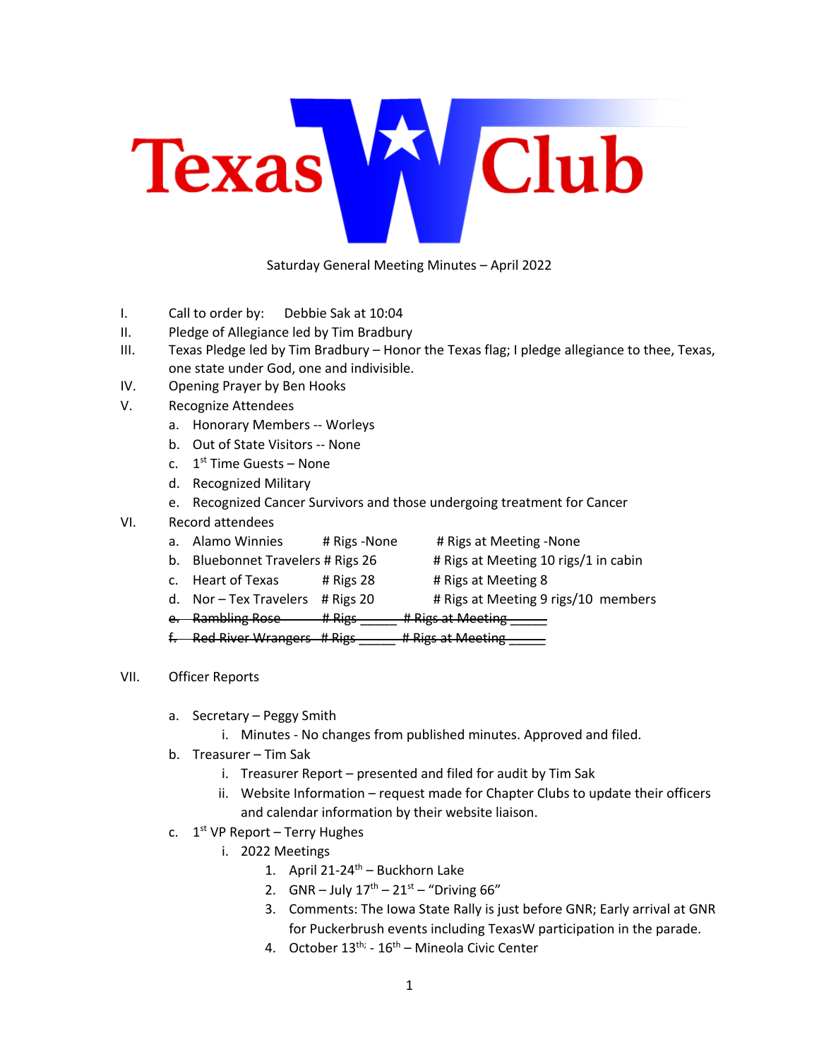# Texas W Club

Saturday General Meeting Minutes – April 2022

I. Call to order by: Debbie Sak at 10:04

II. Pledge of Allegiance led by Tim Bradbury

III. Texas Pledge led by Tim Bradbury – Honor the Texas flag; I pledge allegiance to thee, Texas, one state under God, one and indivisible.

IV. Opening Prayer by Ben Hooks

V. Recognize Attendees
   - a. Honorary Members -- Worleys
   - b. Out of State Visitors -- None
   - c. 1st Time Guests – None
   - d. Recognized Military
   - e. Recognized Cancer Survivors and those undergoing treatment for Cancer

VI. Record attendees
   - a. Alamo Winnies # Rigs -None # Rigs at Meeting -None
   - b. Bluebonnet Travelers # Rigs 26 # Rigs at Meeting 10 rigs/1 in cabin
   - c. Heart of Texas # Rigs 28 # Rigs at Meeting 8
   - d. Nor – Tex Travelers # Rigs 20 # Rigs at Meeting 9 rigs/10 members
   - ~~e. Rambling Rose # Rigs _____ # Rigs at Meeting _____~~
   - ~~f. Red River Wrangers # Rigs _____ # Rigs at Meeting _____~~

VII. Officer Reports
   - a. Secretary – Peggy Smith
     - i. Minutes - No changes from published minutes. Approved and filed.
   - b. Treasurer – Tim Sak
     - i. Treasurer Report – presented and filed for audit by Tim Sak
     - ii. Website Information – request made for Chapter Clubs to update their officers and calendar information by their website liaison.
   - c. 1st VP Report – Terry Hughes
     - i. 2022 Meetings
       1. April 21-24th – Buckhorn Lake
       2. GNR – July 17th – 21st – "Driving 66"
       3. Comments: The Iowa State Rally is just before GNR; Early arrival at GNR for Puckerbrush events including TexasW participation in the parade.
       4. October 13th, - 16th – Mineola Civic Center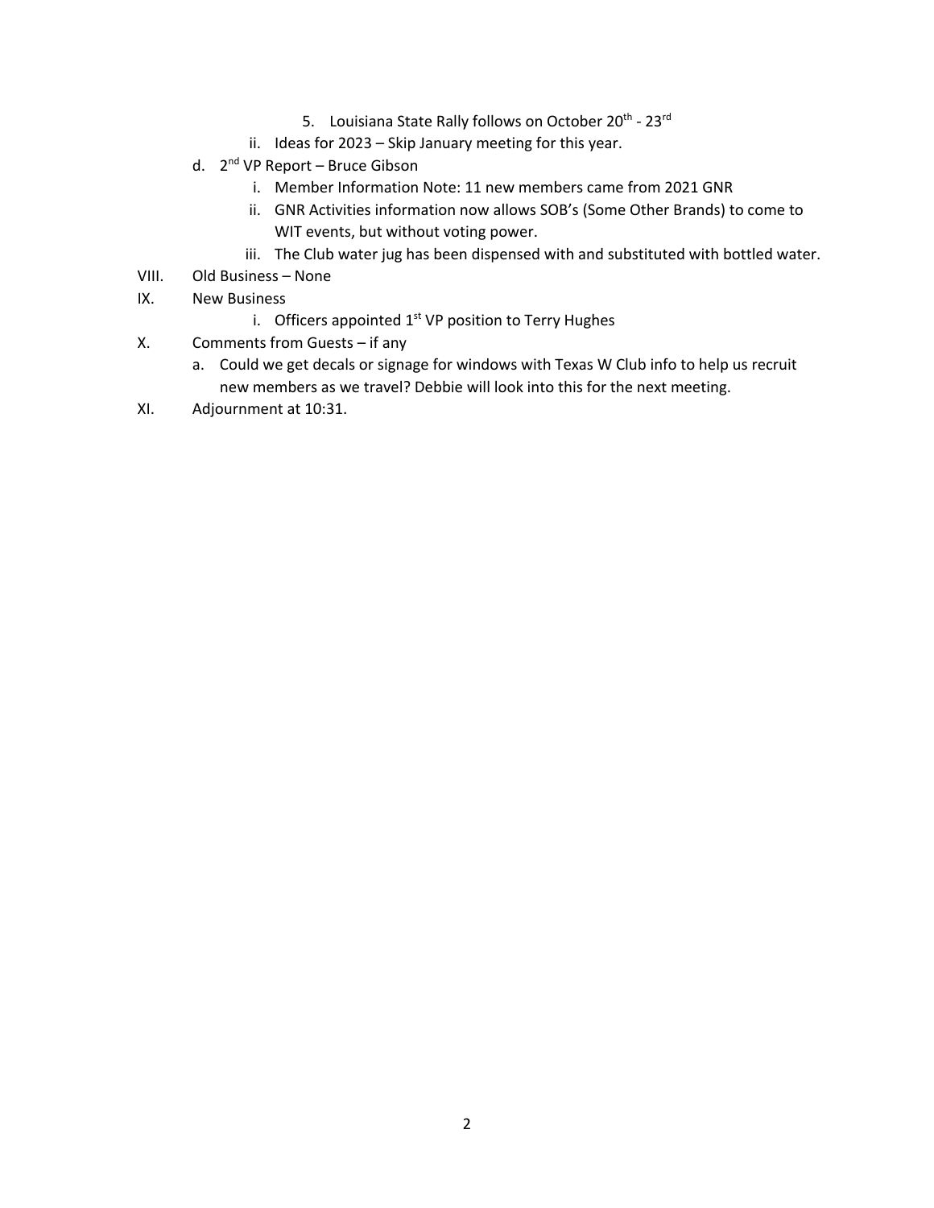5. Louisiana State Rally follows on October 20th - 23rd

ii. Ideas for 2023 – Skip January meeting for this year.

d. 2nd VP Report – Bruce Gibson

i. Member Information Note: 11 new members came from 2021 GNR

ii. GNR Activities information now allows SOB's (Some Other Brands) to come to WIT events, but without voting power.

iii. The Club water jug has been dispensed with and substituted with bottled water.

VIII. Old Business – None

IX. New Business

i. Officers appointed 1st VP position to Terry Hughes

X. Comments from Guests – if any

a. Could we get decals or signage for windows with Texas W Club info to help us recruit new members as we travel? Debbie will look into this for the next meeting.

XI. Adjournment at 10:31.